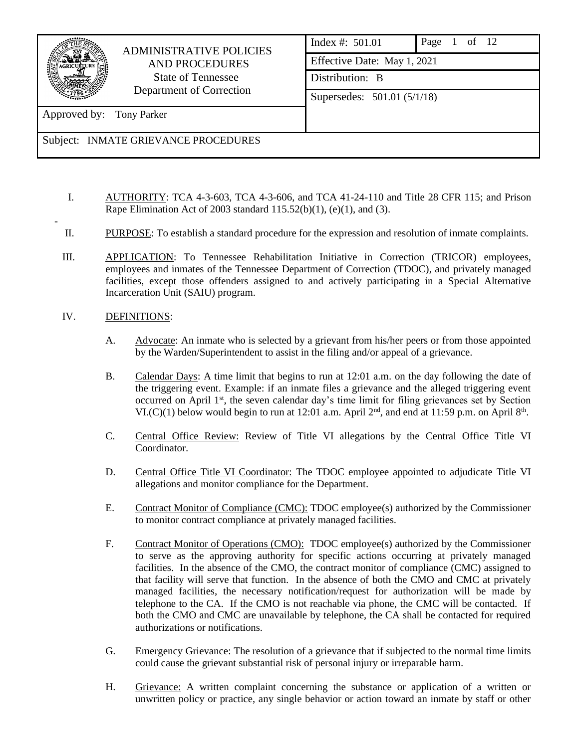| ADMINISTRATIVE POLICIES AND PROCEDURES State of Tennessee Department of Correction | Index #: 501.01 | Page 1 of 12 |
|---|---|---|
| | Effective Date: May 1, 2021 | |
| | Distribution: B | |
| | Supersedes: 501.01 (5/1/18) | |
| Approved by: Tony Parker | | |
| Subject: INMATE GRIEVANCE PROCEDURES | | |

I. AUTHORITY: TCA 4-3-603, TCA 4-3-606, and TCA 41-24-110 and Title 28 CFR 115; and Prison Rape Elimination Act of 2003 standard 115.52(b)(1), (e)(1), and (3).

II. PURPOSE: To establish a standard procedure for the expression and resolution of inmate complaints.

III. APPLICATION: To Tennessee Rehabilitation Initiative in Correction (TRICOR) employees, employees and inmates of the Tennessee Department of Correction (TDOC), and privately managed facilities, except those offenders assigned to and actively participating in a Special Alternative Incarceration Unit (SAIU) program.

IV. DEFINITIONS:

A. Advocate: An inmate who is selected by a grievant from his/her peers or from those appointed by the Warden/Superintendent to assist in the filing and/or appeal of a grievance.

B. Calendar Days: A time limit that begins to run at 12:01 a.m. on the day following the date of the triggering event. Example: if an inmate files a grievance and the alleged triggering event occurred on April 1st, the seven calendar day's time limit for filing grievances set by Section VI.(C)(1) below would begin to run at 12:01 a.m. April 2nd, and end at 11:59 p.m. on April 8th.

C. Central Office Review: Review of Title VI allegations by the Central Office Title VI Coordinator.

D. Central Office Title VI Coordinator: The TDOC employee appointed to adjudicate Title VI allegations and monitor compliance for the Department.

E. Contract Monitor of Compliance (CMC): TDOC employee(s) authorized by the Commissioner to monitor contract compliance at privately managed facilities.

F. Contract Monitor of Operations (CMO): TDOC employee(s) authorized by the Commissioner to serve as the approving authority for specific actions occurring at privately managed facilities. In the absence of the CMO, the contract monitor of compliance (CMC) assigned to that facility will serve that function. In the absence of both the CMO and CMC at privately managed facilities, the necessary notification/request for authorization will be made by telephone to the CA. If the CMO is not reachable via phone, the CMC will be contacted. If both the CMO and CMC are unavailable by telephone, the CA shall be contacted for required authorizations or notifications.

G. Emergency Grievance: The resolution of a grievance that if subjected to the normal time limits could cause the grievant substantial risk of personal injury or irreparable harm.

H. Grievance: A written complaint concerning the substance or application of a written or unwritten policy or practice, any single behavior or action toward an inmate by staff or other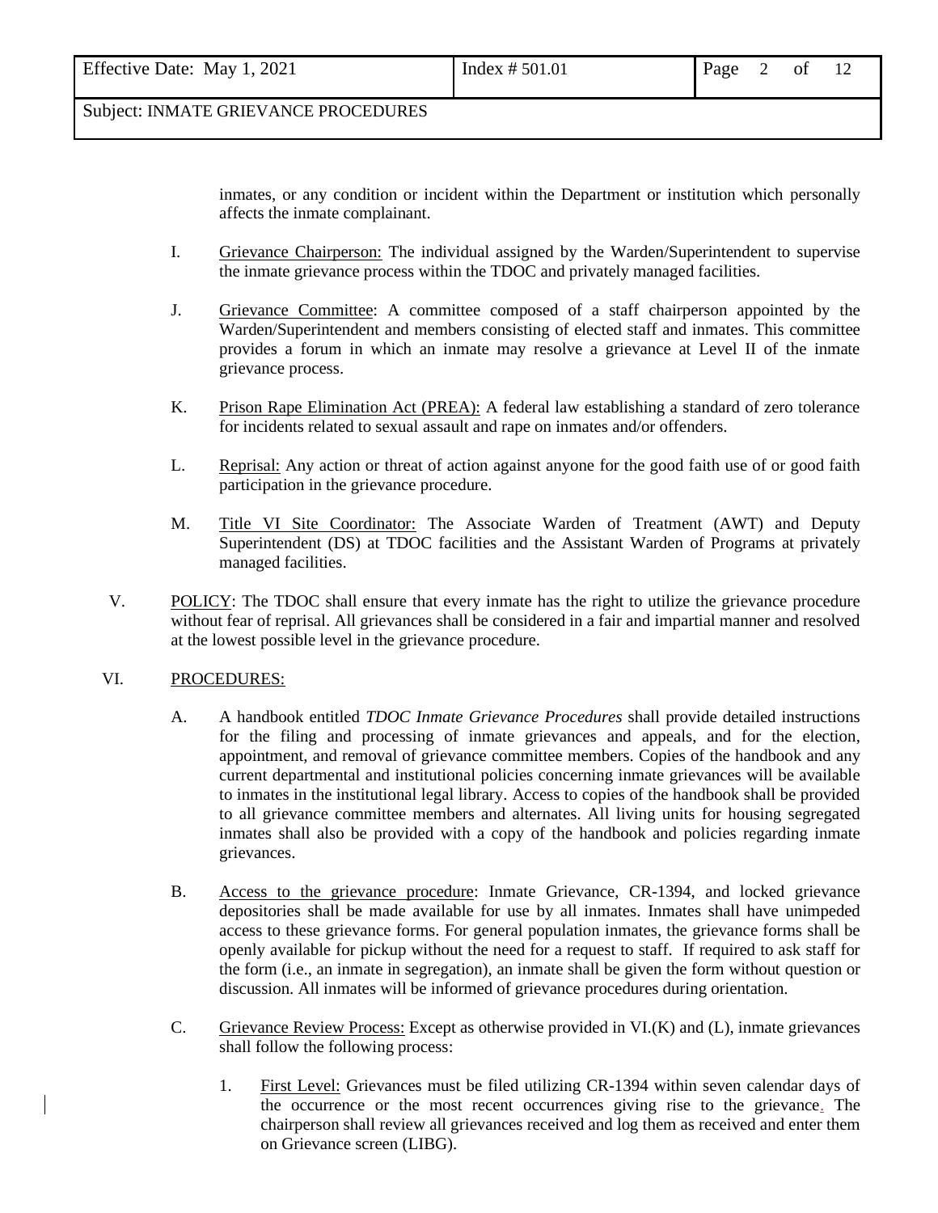inmates, or any condition or incident within the Department or institution which personally affects the inmate complainant.

I. Grievance Chairperson: The individual assigned by the Warden/Superintendent to supervise the inmate grievance process within the TDOC and privately managed facilities.

J. Grievance Committee: A committee composed of a staff chairperson appointed by the Warden/Superintendent and members consisting of elected staff and inmates. This committee provides a forum in which an inmate may resolve a grievance at Level II of the inmate grievance process.

K. Prison Rape Elimination Act (PREA): A federal law establishing a standard of zero tolerance for incidents related to sexual assault and rape on inmates and/or offenders.

L. Reprisal: Any action or threat of action against anyone for the good faith use of or good faith participation in the grievance procedure.

M. Title VI Site Coordinator: The Associate Warden of Treatment (AWT) and Deputy Superintendent (DS) at TDOC facilities and the Assistant Warden of Programs at privately managed facilities.

V. POLICY: The TDOC shall ensure that every inmate has the right to utilize the grievance procedure without fear of reprisal. All grievances shall be considered in a fair and impartial manner and resolved at the lowest possible level in the grievance procedure.

VI. PROCEDURES:

A. A handbook entitled *TDOC Inmate Grievance Procedures* shall provide detailed instructions for the filing and processing of inmate grievances and appeals, and for the election, appointment, and removal of grievance committee members. Copies of the handbook and any current departmental and institutional policies concerning inmate grievances will be available to inmates in the institutional legal library. Access to copies of the handbook shall be provided to all grievance committee members and alternates. All living units for housing segregated inmates shall also be provided with a copy of the handbook and policies regarding inmate grievances.

B. Access to the grievance procedure: Inmate Grievance, CR-1394, and locked grievance depositories shall be made available for use by all inmates. Inmates shall have unimpeded access to these grievance forms. For general population inmates, the grievance forms shall be openly available for pickup without the need for a request to staff. If required to ask staff for the form (i.e., an inmate in segregation), an inmate shall be given the form without question or discussion. All inmates will be informed of grievance procedures during orientation.

C. Grievance Review Process: Except as otherwise provided in VI.(K) and (L), inmate grievances shall follow the following process:

1. First Level: Grievances must be filed utilizing CR-1394 within seven calendar days of the occurrence or the most recent occurrences giving rise to the grievance. The chairperson shall review all grievances received and log them as received and enter them on Grievance screen (LIBG).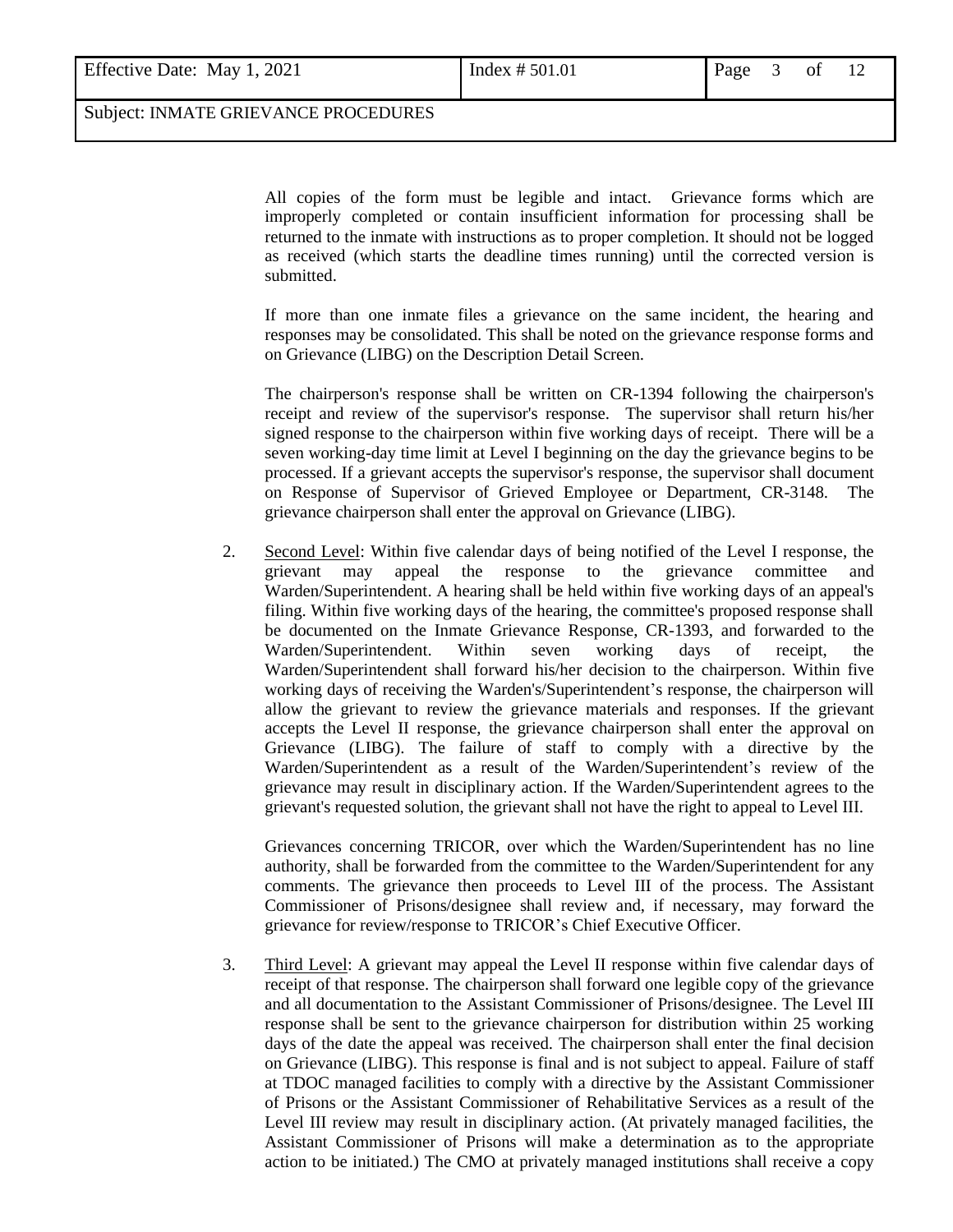All copies of the form must be legible and intact. Grievance forms which are improperly completed or contain insufficient information for processing shall be returned to the inmate with instructions as to proper completion. It should not be logged as received (which starts the deadline times running) until the corrected version is submitted.

If more than one inmate files a grievance on the same incident, the hearing and responses may be consolidated. This shall be noted on the grievance response forms and on Grievance (LIBG) on the Description Detail Screen.

The chairperson's response shall be written on CR-1394 following the chairperson's receipt and review of the supervisor's response. The supervisor shall return his/her signed response to the chairperson within five working days of receipt. There will be a seven working-day time limit at Level I beginning on the day the grievance begins to be processed. If a grievant accepts the supervisor's response, the supervisor shall document on Response of Supervisor of Grieved Employee or Department, CR-3148. The grievance chairperson shall enter the approval on Grievance (LIBG).

2. <u>Second Level</u>: Within five calendar days of being notified of the Level I response, the grievant may appeal the response to the grievance committee and Warden/Superintendent. A hearing shall be held within five working days of an appeal's filing. Within five working days of the hearing, the committee's proposed response shall be documented on the Inmate Grievance Response, CR-1393, and forwarded to the Warden/Superintendent. Within seven working days of receipt, the Warden/Superintendent shall forward his/her decision to the chairperson. Within five working days of receiving the Warden's/Superintendent's response, the chairperson will allow the grievant to review the grievance materials and responses. If the grievant accepts the Level II response, the grievance chairperson shall enter the approval on Grievance (LIBG). The failure of staff to comply with a directive by the Warden/Superintendent as a result of the Warden/Superintendent's review of the grievance may result in disciplinary action. If the Warden/Superintendent agrees to the grievant's requested solution, the grievant shall not have the right to appeal to Level III.

   Grievances concerning TRICOR, over which the Warden/Superintendent has no line authority, shall be forwarded from the committee to the Warden/Superintendent for any comments. The grievance then proceeds to Level III of the process. The Assistant Commissioner of Prisons/designee shall review and, if necessary, may forward the grievance for review/response to TRICOR's Chief Executive Officer.

3. <u>Third Level</u>: A grievant may appeal the Level II response within five calendar days of receipt of that response. The chairperson shall forward one legible copy of the grievance and all documentation to the Assistant Commissioner of Prisons/designee. The Level III response shall be sent to the grievance chairperson for distribution within 25 working days of the date the appeal was received. The chairperson shall enter the final decision on Grievance (LIBG). This response is final and is not subject to appeal. Failure of staff at TDOC managed facilities to comply with a directive by the Assistant Commissioner of Prisons or the Assistant Commissioner of Rehabilitative Services as a result of the Level III review may result in disciplinary action. (At privately managed facilities, the Assistant Commissioner of Prisons will make a determination as to the appropriate action to be initiated.) The CMO at privately managed institutions shall receive a copy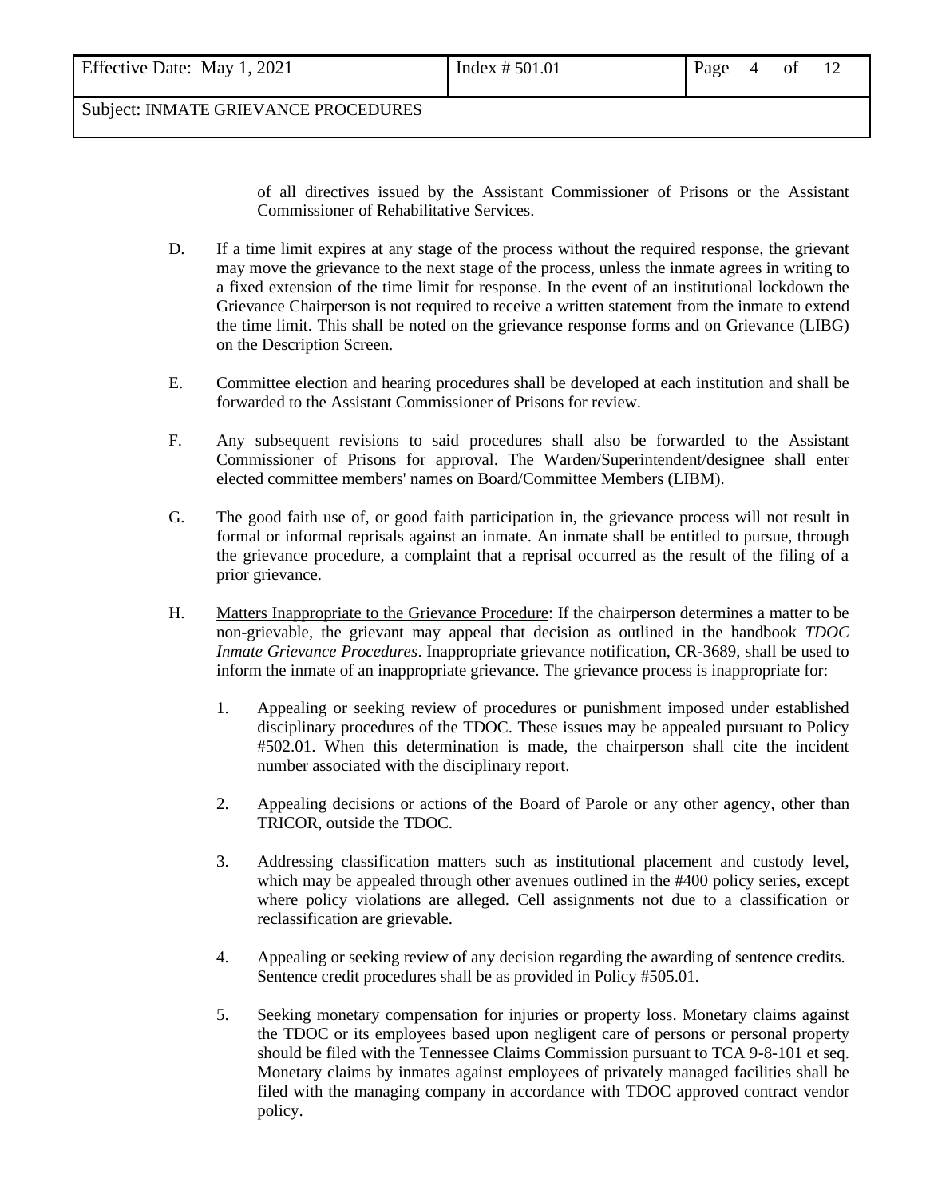of all directives issued by the Assistant Commissioner of Prisons or the Assistant Commissioner of Rehabilitative Services.

D. If a time limit expires at any stage of the process without the required response, the grievant may move the grievance to the next stage of the process, unless the inmate agrees in writing to a fixed extension of the time limit for response. In the event of an institutional lockdown the Grievance Chairperson is not required to receive a written statement from the inmate to extend the time limit. This shall be noted on the grievance response forms and on Grievance (LIBG) on the Description Screen.

E. Committee election and hearing procedures shall be developed at each institution and shall be forwarded to the Assistant Commissioner of Prisons for review.

F. Any subsequent revisions to said procedures shall also be forwarded to the Assistant Commissioner of Prisons for approval. The Warden/Superintendent/designee shall enter elected committee members' names on Board/Committee Members (LIBM).

G. The good faith use of, or good faith participation in, the grievance process will not result in formal or informal reprisals against an inmate. An inmate shall be entitled to pursue, through the grievance procedure, a complaint that a reprisal occurred as the result of the filing of a prior grievance.

H. Matters Inappropriate to the Grievance Procedure: If the chairperson determines a matter to be non-grievable, the grievant may appeal that decision as outlined in the handbook *TDOC Inmate Grievance Procedures*. Inappropriate grievance notification, CR-3689, shall be used to inform the inmate of an inappropriate grievance. The grievance process is inappropriate for:

   1. Appealing or seeking review of procedures or punishment imposed under established disciplinary procedures of the TDOC. These issues may be appealed pursuant to Policy #502.01. When this determination is made, the chairperson shall cite the incident number associated with the disciplinary report.

   2. Appealing decisions or actions of the Board of Parole or any other agency, other than TRICOR, outside the TDOC.

   3. Addressing classification matters such as institutional placement and custody level, which may be appealed through other avenues outlined in the #400 policy series, except where policy violations are alleged. Cell assignments not due to a classification or reclassification are grievable.

   4. Appealing or seeking review of any decision regarding the awarding of sentence credits. Sentence credit procedures shall be as provided in Policy #505.01.

   5. Seeking monetary compensation for injuries or property loss. Monetary claims against the TDOC or its employees based upon negligent care of persons or personal property should be filed with the Tennessee Claims Commission pursuant to TCA 9-8-101 et seq. Monetary claims by inmates against employees of privately managed facilities shall be filed with the managing company in accordance with TDOC approved contract vendor policy.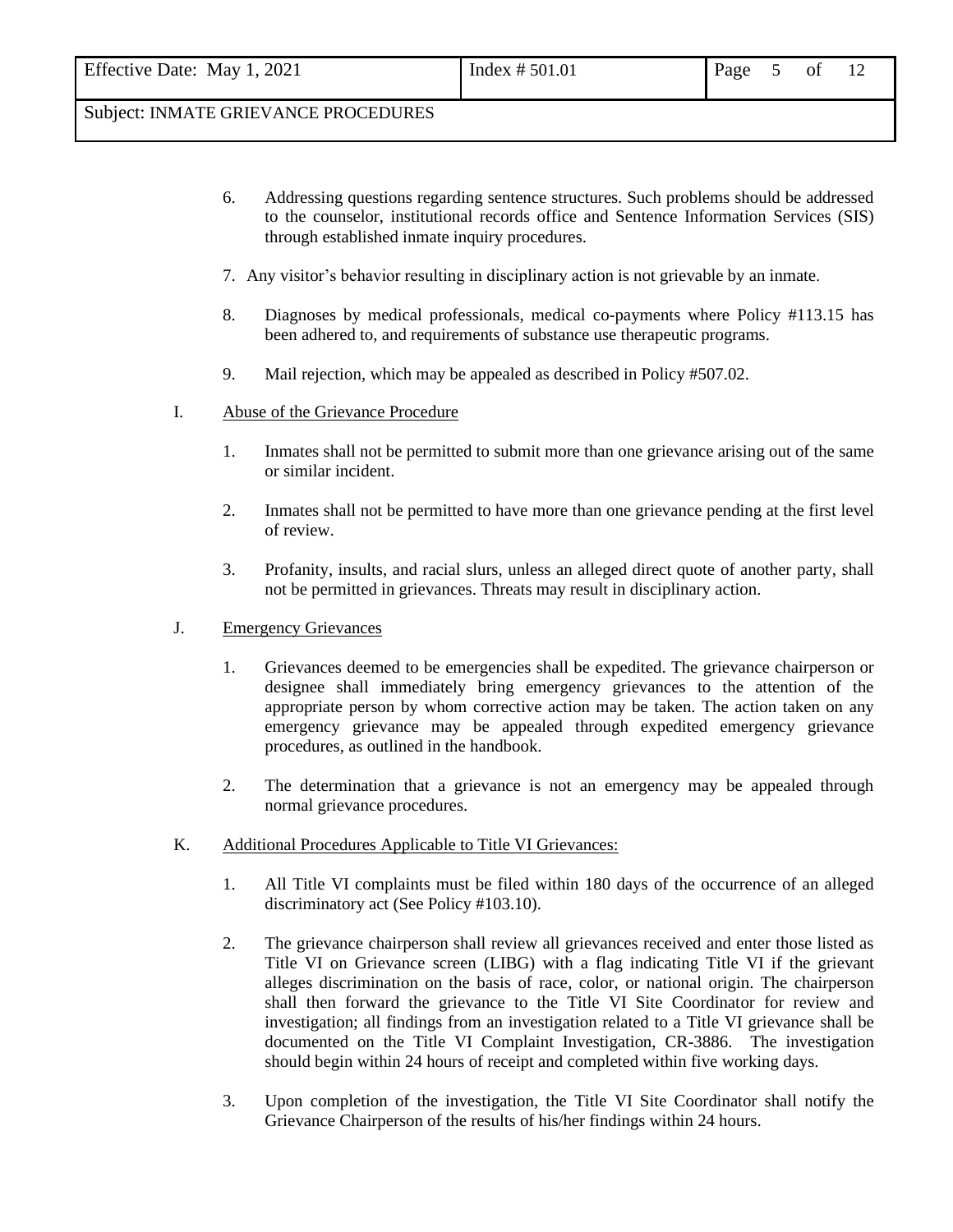6. Addressing questions regarding sentence structures. Such problems should be addressed to the counselor, institutional records office and Sentence Information Services (SIS) through established inmate inquiry procedures.

7. Any visitor's behavior resulting in disciplinary action is not grievable by an inmate.

8. Diagnoses by medical professionals, medical co-payments where Policy #113.15 has been adhered to, and requirements of substance use therapeutic programs.

9. Mail rejection, which may be appealed as described in Policy #507.02.

I. Abuse of the Grievance Procedure

1. Inmates shall not be permitted to submit more than one grievance arising out of the same or similar incident.

2. Inmates shall not be permitted to have more than one grievance pending at the first level of review.

3. Profanity, insults, and racial slurs, unless an alleged direct quote of another party, shall not be permitted in grievances. Threats may result in disciplinary action.

J. Emergency Grievances

1. Grievances deemed to be emergencies shall be expedited. The grievance chairperson or designee shall immediately bring emergency grievances to the attention of the appropriate person by whom corrective action may be taken. The action taken on any emergency grievance may be appealed through expedited emergency grievance procedures, as outlined in the handbook.

2. The determination that a grievance is not an emergency may be appealed through normal grievance procedures.

K. Additional Procedures Applicable to Title VI Grievances:

1. All Title VI complaints must be filed within 180 days of the occurrence of an alleged discriminatory act (See Policy #103.10).

2. The grievance chairperson shall review all grievances received and enter those listed as Title VI on Grievance screen (LIBG) with a flag indicating Title VI if the grievant alleges discrimination on the basis of race, color, or national origin. The chairperson shall then forward the grievance to the Title VI Site Coordinator for review and investigation; all findings from an investigation related to a Title VI grievance shall be documented on the Title VI Complaint Investigation, CR-3886. The investigation should begin within 24 hours of receipt and completed within five working days.

3. Upon completion of the investigation, the Title VI Site Coordinator shall notify the Grievance Chairperson of the results of his/her findings within 24 hours.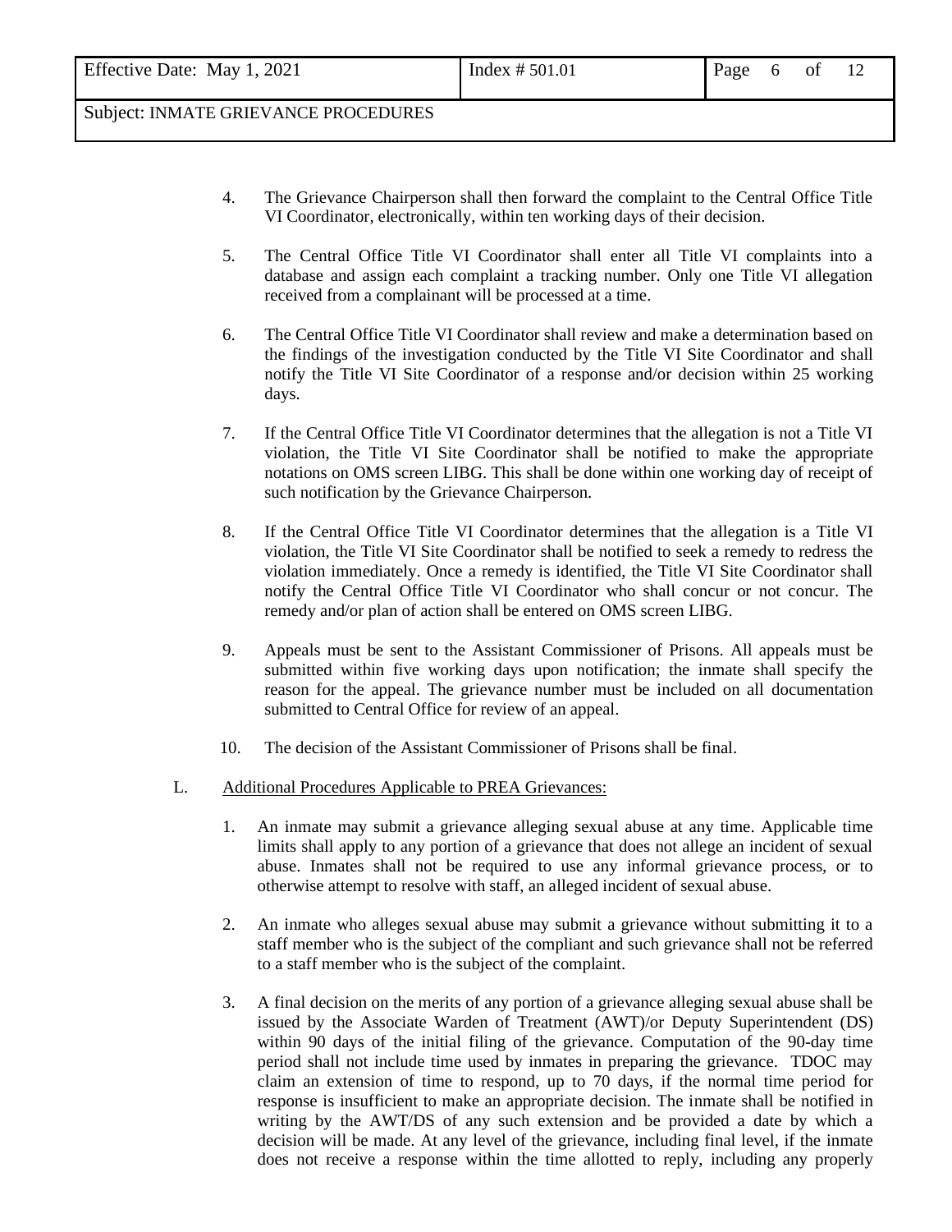4. The Grievance Chairperson shall then forward the complaint to the Central Office Title VI Coordinator, electronically, within ten working days of their decision.

5. The Central Office Title VI Coordinator shall enter all Title VI complaints into a database and assign each complaint a tracking number. Only one Title VI allegation received from a complainant will be processed at a time.

6. The Central Office Title VI Coordinator shall review and make a determination based on the findings of the investigation conducted by the Title VI Site Coordinator and shall notify the Title VI Site Coordinator of a response and/or decision within 25 working days.

7. If the Central Office Title VI Coordinator determines that the allegation is not a Title VI violation, the Title VI Site Coordinator shall be notified to make the appropriate notations on OMS screen LIBG. This shall be done within one working day of receipt of such notification by the Grievance Chairperson.

8. If the Central Office Title VI Coordinator determines that the allegation is a Title VI violation, the Title VI Site Coordinator shall be notified to seek a remedy to redress the violation immediately. Once a remedy is identified, the Title VI Site Coordinator shall notify the Central Office Title VI Coordinator who shall concur or not concur. The remedy and/or plan of action shall be entered on OMS screen LIBG.

9. Appeals must be sent to the Assistant Commissioner of Prisons. All appeals must be submitted within five working days upon notification; the inmate shall specify the reason for the appeal. The grievance number must be included on all documentation submitted to Central Office for review of an appeal.

10. The decision of the Assistant Commissioner of Prisons shall be final.

L. Additional Procedures Applicable to PREA Grievances:

1. An inmate may submit a grievance alleging sexual abuse at any time. Applicable time limits shall apply to any portion of a grievance that does not allege an incident of sexual abuse. Inmates shall not be required to use any informal grievance process, or to otherwise attempt to resolve with staff, an alleged incident of sexual abuse.

2. An inmate who alleges sexual abuse may submit a grievance without submitting it to a staff member who is the subject of the compliant and such grievance shall not be referred to a staff member who is the subject of the complaint.

3. A final decision on the merits of any portion of a grievance alleging sexual abuse shall be issued by the Associate Warden of Treatment (AWT)/or Deputy Superintendent (DS) within 90 days of the initial filing of the grievance. Computation of the 90-day time period shall not include time used by inmates in preparing the grievance. TDOC may claim an extension of time to respond, up to 70 days, if the normal time period for response is insufficient to make an appropriate decision. The inmate shall be notified in writing by the AWT/DS of any such extension and be provided a date by which a decision will be made. At any level of the grievance, including final level, if the inmate does not receive a response within the time allotted to reply, including any properly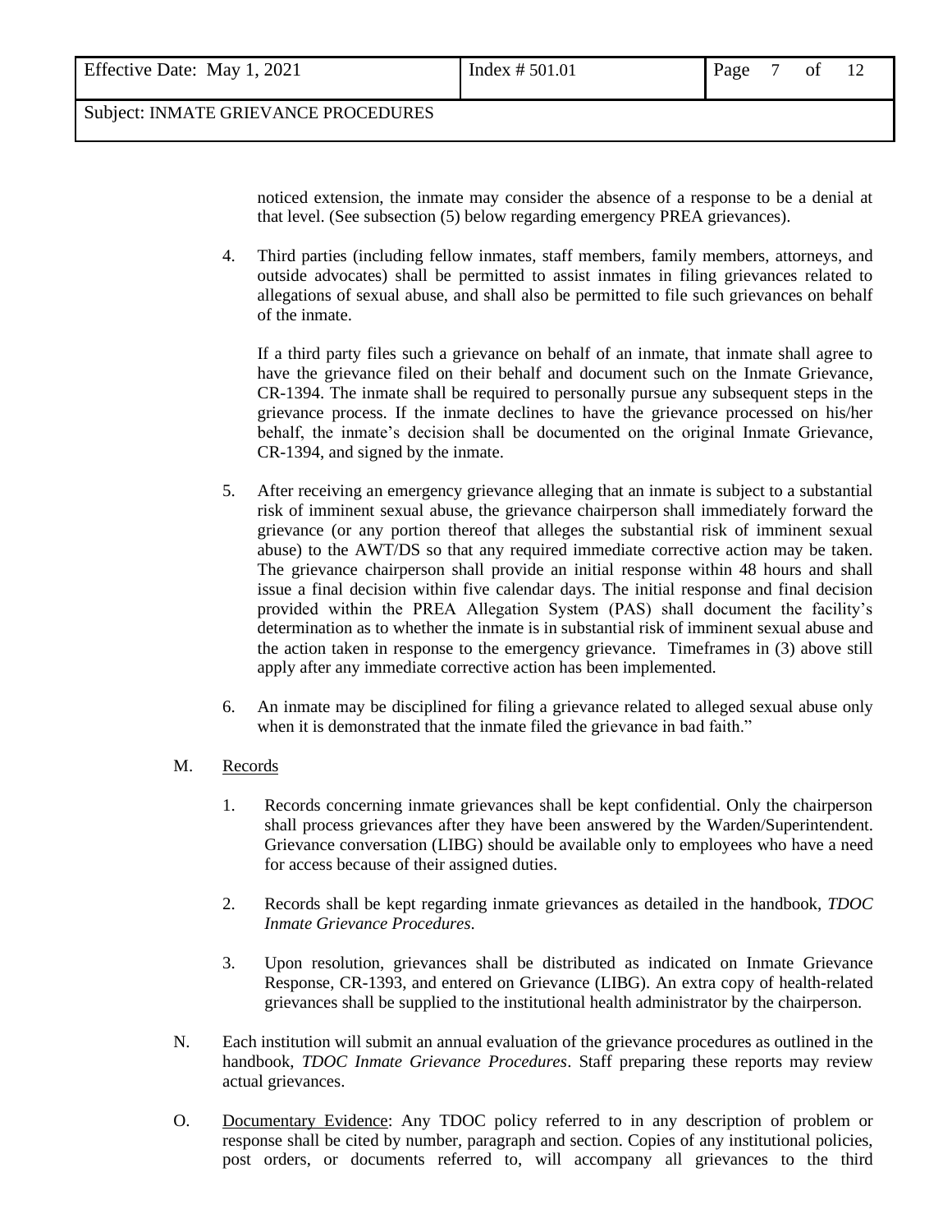noticed extension, the inmate may consider the absence of a response to be a denial at that level. (See subsection (5) below regarding emergency PREA grievances).

4. Third parties (including fellow inmates, staff members, family members, attorneys, and outside advocates) shall be permitted to assist inmates in filing grievances related to allegations of sexual abuse, and shall also be permitted to file such grievances on behalf of the inmate.

   If a third party files such a grievance on behalf of an inmate, that inmate shall agree to have the grievance filed on their behalf and document such on the Inmate Grievance, CR-1394. The inmate shall be required to personally pursue any subsequent steps in the grievance process. If the inmate declines to have the grievance processed on his/her behalf, the inmate's decision shall be documented on the original Inmate Grievance, CR-1394, and signed by the inmate.

5. After receiving an emergency grievance alleging that an inmate is subject to a substantial risk of imminent sexual abuse, the grievance chairperson shall immediately forward the grievance (or any portion thereof that alleges the substantial risk of imminent sexual abuse) to the AWT/DS so that any required immediate corrective action may be taken. The grievance chairperson shall provide an initial response within 48 hours and shall issue a final decision within five calendar days. The initial response and final decision provided within the PREA Allegation System (PAS) shall document the facility's determination as to whether the inmate is in substantial risk of imminent sexual abuse and the action taken in response to the emergency grievance. Timeframes in (3) above still apply after any immediate corrective action has been implemented.

6. An inmate may be disciplined for filing a grievance related to alleged sexual abuse only when it is demonstrated that the inmate filed the grievance in bad faith."

M. Records

   1. Records concerning inmate grievances shall be kept confidential. Only the chairperson shall process grievances after they have been answered by the Warden/Superintendent. Grievance conversation (LIBG) should be available only to employees who have a need for access because of their assigned duties.

   2. Records shall be kept regarding inmate grievances as detailed in the handbook, *TDOC Inmate Grievance Procedures*.

   3. Upon resolution, grievances shall be distributed as indicated on Inmate Grievance Response, CR-1393, and entered on Grievance (LIBG). An extra copy of health-related grievances shall be supplied to the institutional health administrator by the chairperson.

N. Each institution will submit an annual evaluation of the grievance procedures as outlined in the handbook, *TDOC Inmate Grievance Procedures*. Staff preparing these reports may review actual grievances.

O. Documentary Evidence: Any TDOC policy referred to in any description of problem or response shall be cited by number, paragraph and section. Copies of any institutional policies, post orders, or documents referred to, will accompany all grievances to the third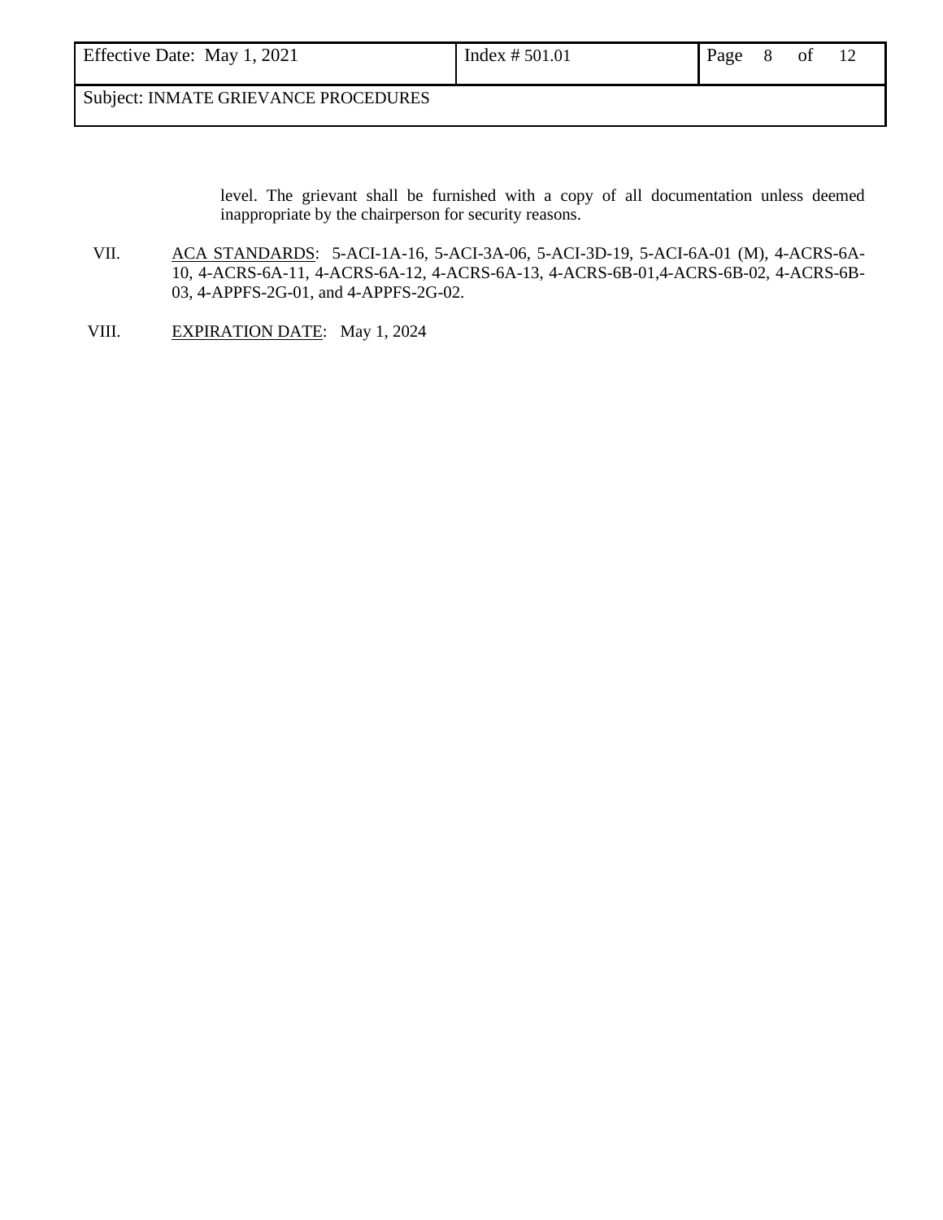level. The grievant shall be furnished with a copy of all documentation unless deemed inappropriate by the chairperson for security reasons.

VII. ACA STANDARDS: 5-ACI-1A-16, 5-ACI-3A-06, 5-ACI-3D-19, 5-ACI-6A-01 (M), 4-ACRS-6A-10, 4-ACRS-6A-11, 4-ACRS-6A-12, 4-ACRS-6A-13, 4-ACRS-6B-01,4-ACRS-6B-02, 4-ACRS-6B-03, 4-APPFS-2G-01, and 4-APPFS-2G-02.

VIII. EXPIRATION DATE: May 1, 2024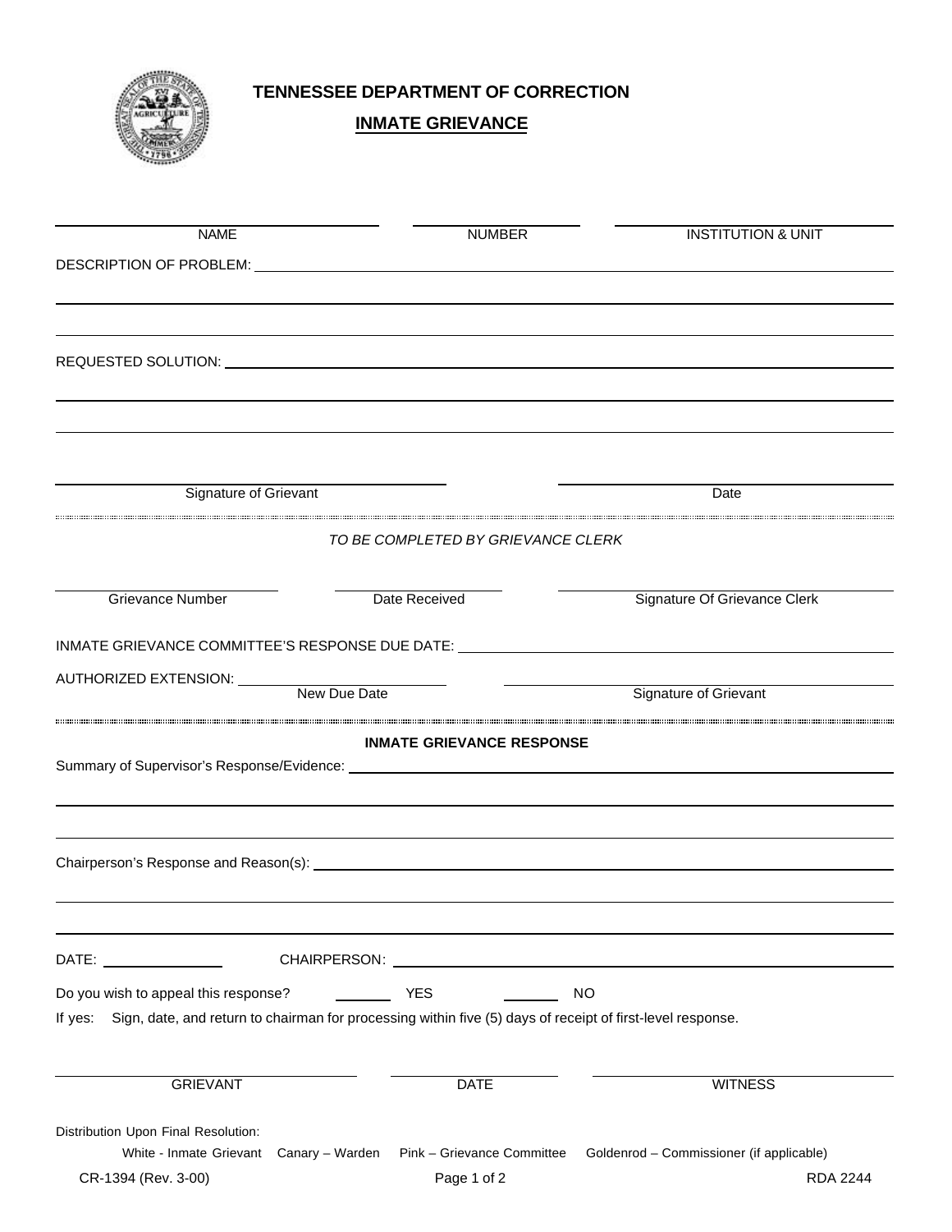# TENNESSEE DEPARTMENT OF CORRECTION

## INMATE GRIEVANCE

| NAME | NUMBER | INSTITUTION & UNIT |
|---|---|---|
| | | |

DESCRIPTION OF PROBLEM: ____________________________________________

____________________________________________

____________________________________________

REQUESTED SOLUTION: ____________________________________________

____________________________________________

____________________________________________

| Signature of Grievant | Date |
|---|---|
| | |

*TO BE COMPLETED BY GRIEVANCE CLERK*

| Grievance Number | Date Received | Signature Of Grievance Clerk |
|---|---|---|
| | | |

INMATE GRIEVANCE COMMITTEE'S RESPONSE DUE DATE: ____________________________________________

AUTHORIZED EXTENSION: ______________________ New Due Date          ______________________ Signature of Grievant

**INMATE GRIEVANCE RESPONSE**

Summary of Supervisor's Response/Evidence: ____________________________________________

____________________________________________

____________________________________________

Chairperson's Response and Reason(s): ____________________________________________

____________________________________________

____________________________________________

DATE: ______________ CHAIRPERSON: ____________________________________________

Do you wish to appeal this response? ______ YES ______ NO

If yes: Sign, date, and return to chairman for processing within five (5) days of receipt of first-level response.

| GRIEVANT | DATE | WITNESS |
|---|---|---|
| | | |

Distribution Upon Final Resolution:

White - Inmate Grievant Canary – Warden Pink – Grievance Committee Goldenrod – Commissioner (if applicable)

CR-1394 (Rev. 3-00) RDA 2244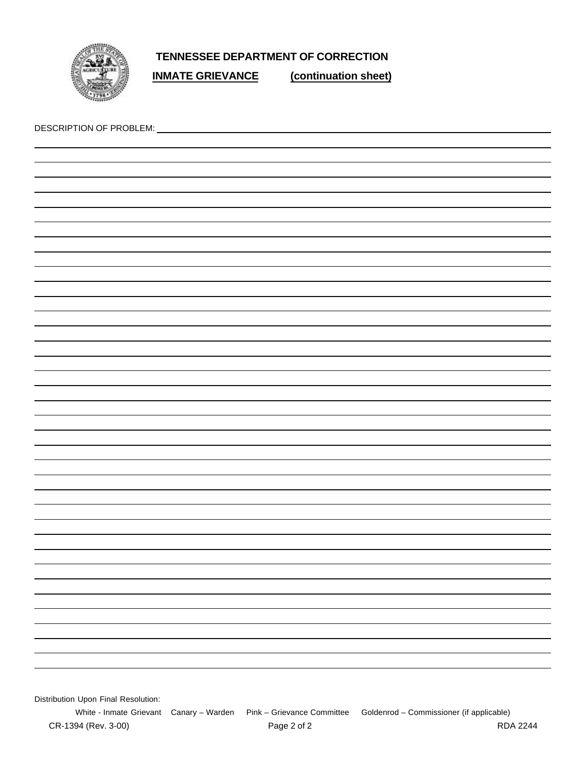# TENNESSEE DEPARTMENT OF CORRECTION

## INMATE GRIEVANCE (continuation sheet)

DESCRIPTION OF PROBLEM: ______________________________________________

Distribution Upon Final Resolution:

White - Inmate Grievant  Canary – Warden  Pink – Grievance Committee  Goldenrod – Commissioner (if applicable)

CR-1394 (Rev. 3-00)  Page 2 of 2  RDA 2244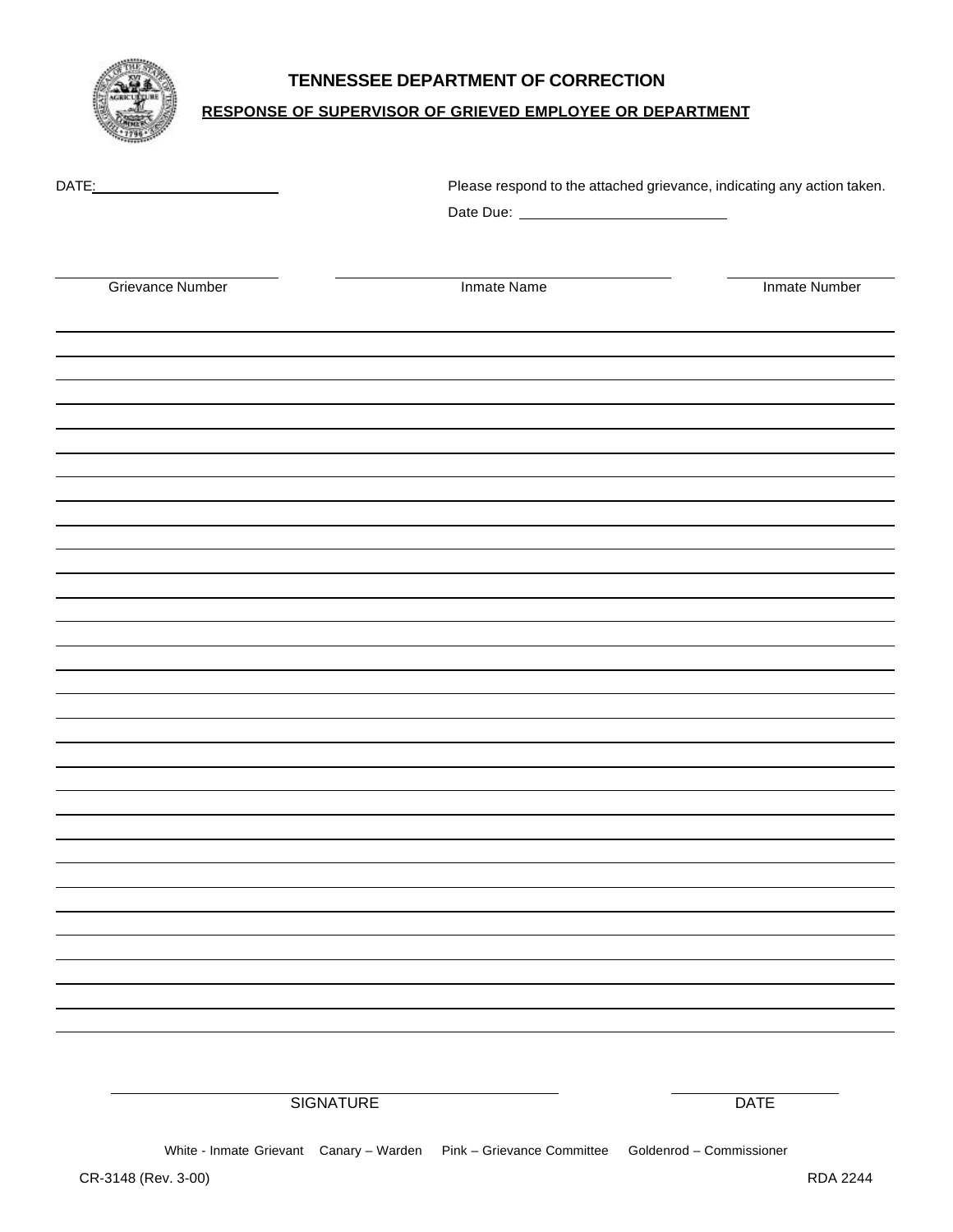# TENNESSEE DEPARTMENT OF CORRECTION

## RESPONSE OF SUPERVISOR OF GRIEVED EMPLOYEE OR DEPARTMENT

DATE: ______________________

Please respond to the attached grievance, indicating any action taken.

Date Due: ______________________

| Grievance Number | Inmate Name | Inmate Number |
|---|---|---|
| | | |

_______________________________________________________________

_______________________________________________________________

_______________________________________________________________

_______________________________________________________________

_______________________________________________________________

_______________________________________________________________

_______________________________________________________________

_______________________________________________________________

_______________________________________________________________

_______________________________________________________________

_______________________________________________________________

_______________________________________________________________

_______________________________________________________________

_______________________________________________________________

_______________________________________________________________

_______________________________________________________________

_______________________________________________________________

_______________________________________________________________

_______________________________________________________________

_______________________________________________________________

_______________________________________________________________

_______________________________________________________________

_______________________________________________________________

_______________________________________________________________

_______________________________________________________________

_______________________________________________________________

_______________________________________________________________

_______________________________________________________________

_______________________________________________________________

______________________________ SIGNATURE

______________________________ DATE

White - Inmate Grievant  Canary – Warden  Pink – Grievance Committee  Goldenrod – Commissioner

CR-3148 (Rev. 3-00)  RDA 2244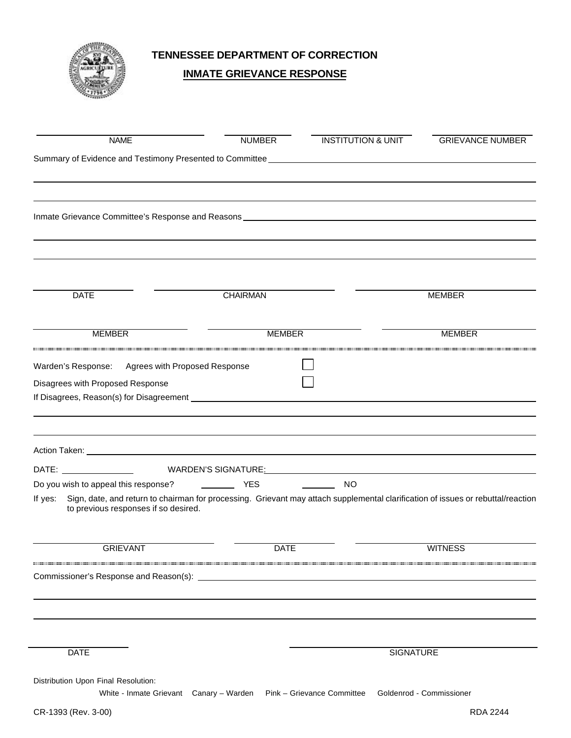# TENNESSEE DEPARTMENT OF CORRECTION

## INMATE GRIEVANCE RESPONSE

| NAME | NUMBER | INSTITUTION & UNIT | GRIEVANCE NUMBER |
|---|---|---|---|
| | | | |

Summary of Evidence and Testimony Presented to Committee ______________________________

______________________________

______________________________

Inmate Grievance Committee's Response and Reasons ______________________________

______________________________

______________________________

| DATE | CHAIRMAN | MEMBER |
|---|---|---|
| | | |

| MEMBER | MEMBER | MEMBER |
|---|---|---|
| | | |

---

Warden's Response: Agrees with Proposed Response ☐

Disagrees with Proposed Response ☐

If Disagrees, Reason(s) for Disagreement ______________________________

______________________________

______________________________

Action Taken: ______________________________

DATE: ____________ WARDEN'S SIGNATURE: ______________________________

Do you wish to appeal this response? _______ YES _______ NO

If yes: Sign, date, and return to chairman for processing. Grievant may attach supplemental clarification of issues or rebuttal/reaction to previous responses if so desired.

| GRIEVANT | DATE | WITNESS |
|---|---|---|
| | | |

---

Commissioner's Response and Reason(s): ______________________________

______________________________

______________________________

| DATE | SIGNATURE |
|---|---|
| | |

Distribution Upon Final Resolution:

White - Inmate Grievant Canary – Warden Pink – Grievance Committee Goldenrod - Commissioner

CR-1393 (Rev. 3-00) RDA 2244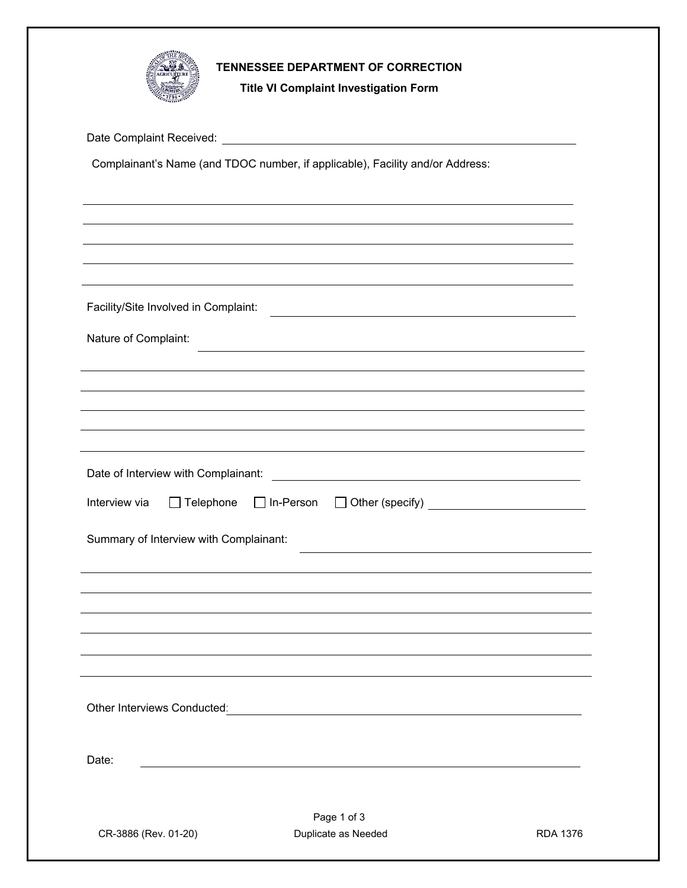**TENNESSEE DEPARTMENT OF CORRECTION**

**Title VI Complaint Investigation Form**

Date Complaint Received: ______________________________

Complainant's Name (and TDOC number, if applicable), Facility and/or Address:

______________________________

______________________________

______________________________

______________________________

______________________________

Facility/Site Involved in Complaint: ______________________________

Nature of Complaint: ______________________________

______________________________

______________________________

______________________________

______________________________

______________________________

Date of Interview with Complainant: ______________________________

Interview via ☐ Telephone ☐ In-Person ☐ Other (specify) ______________

Summary of Interview with Complainant: ______________________________

______________________________

______________________________

______________________________

______________________________

______________________________

______________________________

Other Interviews Conducted: ______________________________

Date: ______________________________

CR-3886 (Rev. 01-20) Duplicate as Needed RDA 1376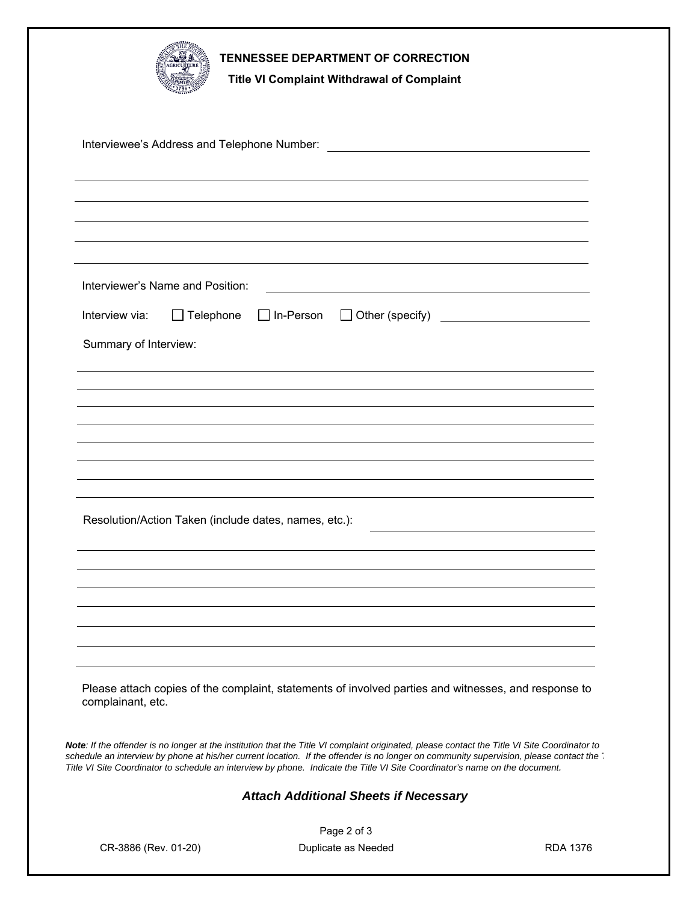# TENNESSEE DEPARTMENT OF CORRECTION

## Title VI Complaint Withdrawal of Complaint

Interviewee's Address and Telephone Number: ______________________________

______________________________________________________________

______________________________________________________________

______________________________________________________________

______________________________________________________________

______________________________________________________________

Interviewer's Name and Position: ______________________________

Interview via: ☐ Telephone ☐ In-Person ☐ Other (specify) ____________________

Summary of Interview:

______________________________________________________________

______________________________________________________________

______________________________________________________________

______________________________________________________________

______________________________________________________________

______________________________________________________________

______________________________________________________________

Resolution/Action Taken (include dates, names, etc.): ____________________

______________________________________________________________

______________________________________________________________

______________________________________________________________

______________________________________________________________

______________________________________________________________

______________________________________________________________

______________________________________________________________

Please attach copies of the complaint, statements of involved parties and witnesses, and response to complainant, etc.

***Note**: If the offender is no longer at the institution that the Title VI complaint originated, please contact the Title VI Site Coordinator to schedule an interview by phone at his/her current location. If the offender is no longer on community supervision, please contact the T Title VI Site Coordinator to schedule an interview by phone. Indicate the Title VI Site Coordinator's name on the document.*

***Attach Additional Sheets if Necessary***

CR-3886 (Rev. 01-20) Duplicate as Needed RDA 1376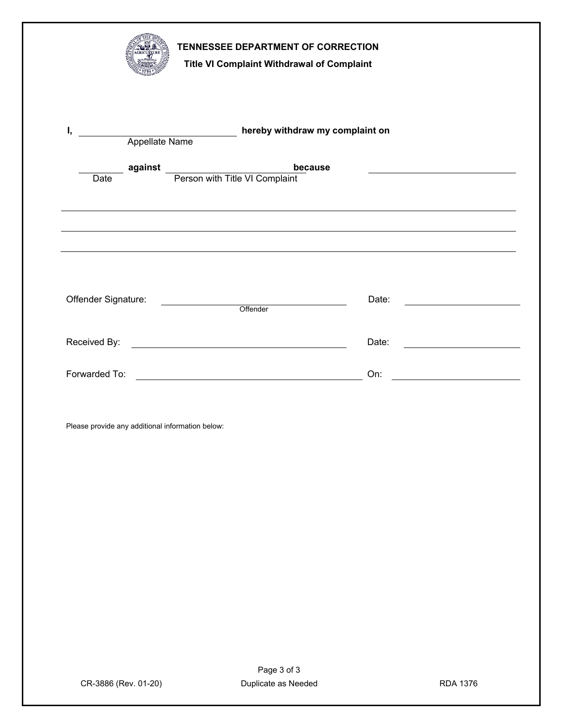**TENNESSEE DEPARTMENT OF CORRECTION**

**Title VI Complaint Withdrawal of Complaint**

**I,** ______________________ **hereby withdraw my complaint on**
Appellate Name

________ **against** ______________________ **because** ______________________
Date Person with Title VI Complaint

______________________________________________________________________

______________________________________________________________________

______________________________________________________________________

Offender Signature: ______________________ Date: ______________
Offender

Received By: ______________________ Date: ______________

Forwarded To: ______________________ On: ______________

Please provide any additional information below:

CR-3886 (Rev. 01-20) Duplicate as Needed RDA 1376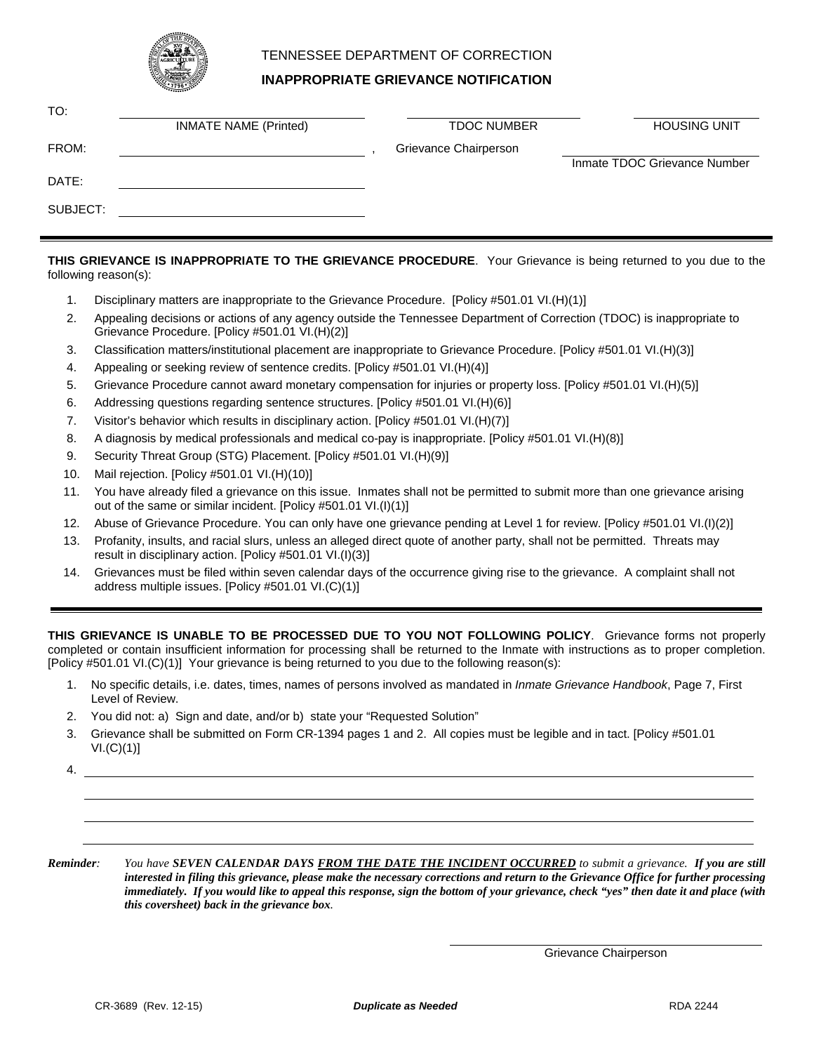TENNESSEE DEPARTMENT OF CORRECTION

**INAPPROPRIATE GRIEVANCE NOTIFICATION**

TO: ______________________ ______________________ ______________________
INMATE NAME (Printed) TDOC NUMBER HOUSING UNIT

FROM: ______________________ , Grievance Chairperson ______________________
Inmate TDOC Grievance Number

DATE: ______________________

SUBJECT: ______________________

---

**THIS GRIEVANCE IS INAPPROPRIATE TO THE GRIEVANCE PROCEDURE**. Your Grievance is being returned to you due to the following reason(s):

1. Disciplinary matters are inappropriate to the Grievance Procedure. [Policy #501.01 VI.(H)(1)]
2. Appealing decisions or actions of any agency outside the Tennessee Department of Correction (TDOC) is inappropriate to Grievance Procedure. [Policy #501.01 VI.(H)(2)]
3. Classification matters/institutional placement are inappropriate to Grievance Procedure. [Policy #501.01 VI.(H)(3)]
4. Appealing or seeking review of sentence credits. [Policy #501.01 VI.(H)(4)]
5. Grievance Procedure cannot award monetary compensation for injuries or property loss. [Policy #501.01 VI.(H)(5)]
6. Addressing questions regarding sentence structures. [Policy #501.01 VI.(H)(6)]
7. Visitor's behavior which results in disciplinary action. [Policy #501.01 VI.(H)(7)]
8. A diagnosis by medical professionals and medical co-pay is inappropriate. [Policy #501.01 VI.(H)(8)]
9. Security Threat Group (STG) Placement. [Policy #501.01 VI.(H)(9)]
10. Mail rejection. [Policy #501.01 VI.(H)(10)]
11. You have already filed a grievance on this issue. Inmates shall not be permitted to submit more than one grievance arising out of the same or similar incident. [Policy #501.01 VI.(I)(1)]
12. Abuse of Grievance Procedure. You can only have one grievance pending at Level 1 for review. [Policy #501.01 VI.(I)(2)]
13. Profanity, insults, and racial slurs, unless an alleged direct quote of another party, shall not be permitted. Threats may result in disciplinary action. [Policy #501.01 VI.(I)(3)]
14. Grievances must be filed within seven calendar days of the occurrence giving rise to the grievance. A complaint shall not address multiple issues. [Policy #501.01 VI.(C)(1)]

---

**THIS GRIEVANCE IS UNABLE TO BE PROCESSED DUE TO YOU NOT FOLLOWING POLICY**. Grievance forms not properly completed or contain insufficient information for processing shall be returned to the Inmate with instructions as to proper completion. [Policy #501.01 VI.(C)(1)] Your grievance is being returned to you due to the following reason(s):

1. No specific details, i.e. dates, times, names of persons involved as mandated in *Inmate Grievance Handbook*, Page 7, First Level of Review.
2. You did not: a) Sign and date, and/or b) state your "Requested Solution"
3. Grievance shall be submitted on Form CR-1394 pages 1 and 2. All copies must be legible and in tact. [Policy #501.01 VI.(C)(1)]
4. ______________________________________________________________

***Reminder**: You have **SEVEN CALENDAR DAYS** **FROM THE DATE THE INCIDENT OCCURRED** to submit a grievance. **If you are still interested in filing this grievance, please make the necessary corrections and return to the Grievance Office for further processing immediately. If you would like to appeal this response, sign the bottom of your grievance, check "yes" then date it and place (with this coversheet) back in the grievance box**.*

______________________
Grievance Chairperson

CR-3689 (Rev. 12-15) ***Duplicate as Needed*** RDA 2244